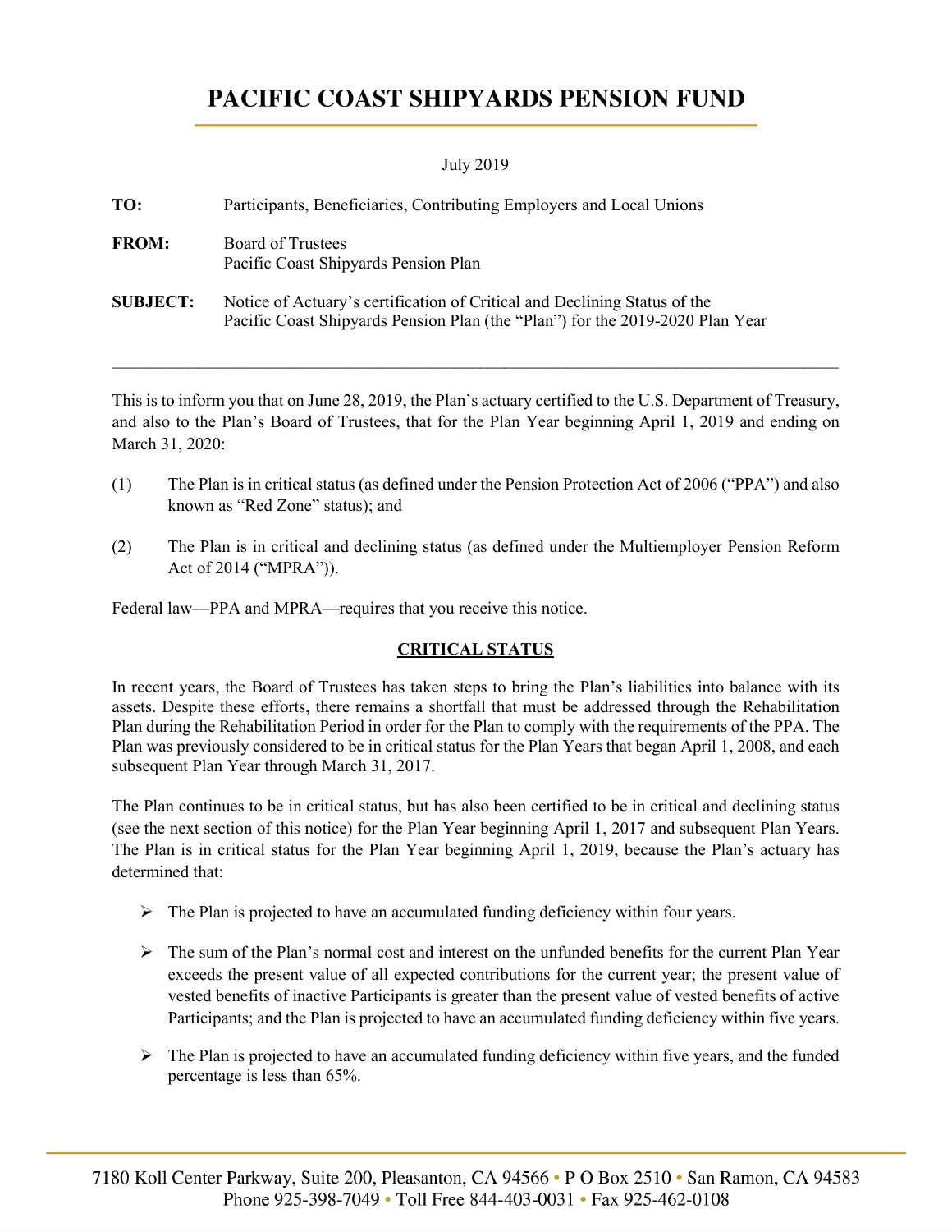# PACIFIC COAST SHIPYARDS PENSION FUND

July 2019

**TO:** Participants, Beneficiaries, Contributing Employers and Local Unions

**FROM:** Board of Trustees
Pacific Coast Shipyards Pension Plan

**SUBJECT:** Notice of Actuary's certification of Critical and Declining Status of the Pacific Coast Shipyards Pension Plan (the "Plan") for the 2019-2020 Plan Year

---

This is to inform you that on June 28, 2019, the Plan's actuary certified to the U.S. Department of Treasury, and also to the Plan's Board of Trustees, that for the Plan Year beginning April 1, 2019 and ending on March 31, 2020:

(1) The Plan is in critical status (as defined under the Pension Protection Act of 2006 ("PPA") and also known as "Red Zone" status); and

(2) The Plan is in critical and declining status (as defined under the Multiemployer Pension Reform Act of 2014 ("MPRA")).

Federal law—PPA and MPRA—requires that you receive this notice.

## CRITICAL STATUS

In recent years, the Board of Trustees has taken steps to bring the Plan's liabilities into balance with its assets. Despite these efforts, there remains a shortfall that must be addressed through the Rehabilitation Plan during the Rehabilitation Period in order for the Plan to comply with the requirements of the PPA. The Plan was previously considered to be in critical status for the Plan Years that began April 1, 2008, and each subsequent Plan Year through March 31, 2017.

The Plan continues to be in critical status, but has also been certified to be in critical and declining status (see the next section of this notice) for the Plan Year beginning April 1, 2017 and subsequent Plan Years. The Plan is in critical status for the Plan Year beginning April 1, 2019, because the Plan's actuary has determined that:

- The Plan is projected to have an accumulated funding deficiency within four years.
- The sum of the Plan's normal cost and interest on the unfunded benefits for the current Plan Year exceeds the present value of all expected contributions for the current year; the present value of vested benefits of inactive Participants is greater than the present value of vested benefits of active Participants; and the Plan is projected to have an accumulated funding deficiency within five years.
- The Plan is projected to have an accumulated funding deficiency within five years, and the funded percentage is less than 65%.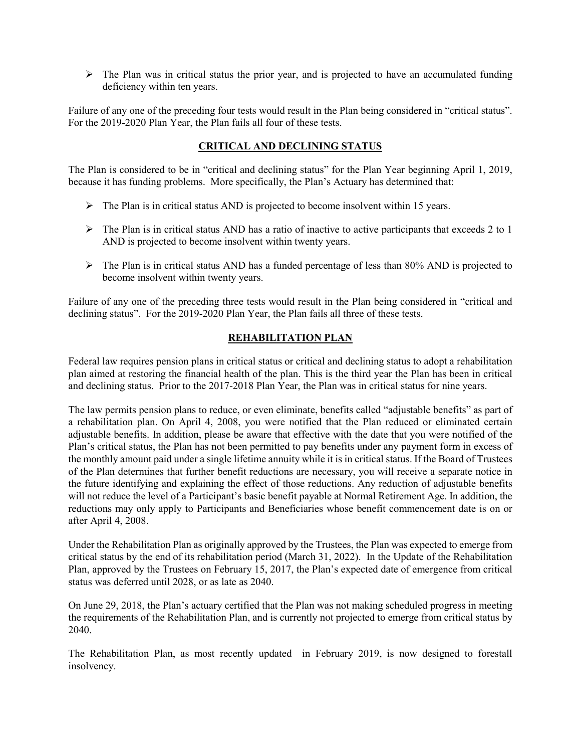- The Plan was in critical status the prior year, and is projected to have an accumulated funding deficiency within ten years.

Failure of any one of the preceding four tests would result in the Plan being considered in "critical status". For the 2019-2020 Plan Year, the Plan fails all four of these tests.

## CRITICAL AND DECLINING STATUS

The Plan is considered to be in "critical and declining status" for the Plan Year beginning April 1, 2019, because it has funding problems. More specifically, the Plan's Actuary has determined that:

- The Plan is in critical status AND is projected to become insolvent within 15 years.
- The Plan is in critical status AND has a ratio of inactive to active participants that exceeds 2 to 1 AND is projected to become insolvent within twenty years.
- The Plan is in critical status AND has a funded percentage of less than 80% AND is projected to become insolvent within twenty years.

Failure of any one of the preceding three tests would result in the Plan being considered in "critical and declining status". For the 2019-2020 Plan Year, the Plan fails all three of these tests.

## REHABILITATION PLAN

Federal law requires pension plans in critical status or critical and declining status to adopt a rehabilitation plan aimed at restoring the financial health of the plan. This is the third year the Plan has been in critical and declining status. Prior to the 2017-2018 Plan Year, the Plan was in critical status for nine years.

The law permits pension plans to reduce, or even eliminate, benefits called "adjustable benefits" as part of a rehabilitation plan. On April 4, 2008, you were notified that the Plan reduced or eliminated certain adjustable benefits. In addition, please be aware that effective with the date that you were notified of the Plan's critical status, the Plan has not been permitted to pay benefits under any payment form in excess of the monthly amount paid under a single lifetime annuity while it is in critical status. If the Board of Trustees of the Plan determines that further benefit reductions are necessary, you will receive a separate notice in the future identifying and explaining the effect of those reductions. Any reduction of adjustable benefits will not reduce the level of a Participant's basic benefit payable at Normal Retirement Age. In addition, the reductions may only apply to Participants and Beneficiaries whose benefit commencement date is on or after April 4, 2008.

Under the Rehabilitation Plan as originally approved by the Trustees, the Plan was expected to emerge from critical status by the end of its rehabilitation period (March 31, 2022). In the Update of the Rehabilitation Plan, approved by the Trustees on February 15, 2017, the Plan's expected date of emergence from critical status was deferred until 2028, or as late as 2040.

On June 29, 2018, the Plan's actuary certified that the Plan was not making scheduled progress in meeting the requirements of the Rehabilitation Plan, and is currently not projected to emerge from critical status by 2040.

The Rehabilitation Plan, as most recently updated in February 2019, is now designed to forestall insolvency.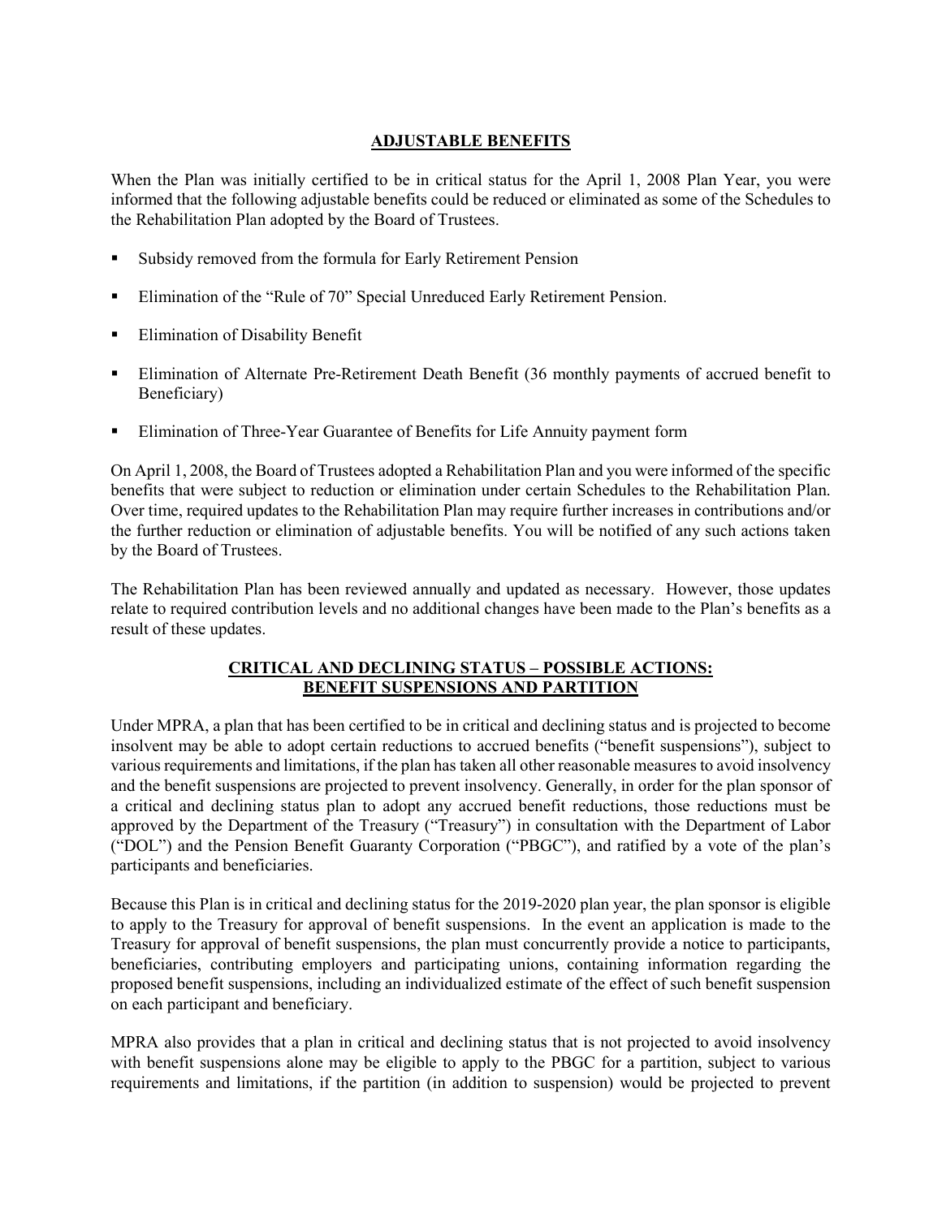## ADJUSTABLE BENEFITS

When the Plan was initially certified to be in critical status for the April 1, 2008 Plan Year, you were informed that the following adjustable benefits could be reduced or eliminated as some of the Schedules to the Rehabilitation Plan adopted by the Board of Trustees.

- Subsidy removed from the formula for Early Retirement Pension
- Elimination of the "Rule of 70" Special Unreduced Early Retirement Pension.
- Elimination of Disability Benefit
- Elimination of Alternate Pre-Retirement Death Benefit (36 monthly payments of accrued benefit to Beneficiary)
- Elimination of Three-Year Guarantee of Benefits for Life Annuity payment form

On April 1, 2008, the Board of Trustees adopted a Rehabilitation Plan and you were informed of the specific benefits that were subject to reduction or elimination under certain Schedules to the Rehabilitation Plan. Over time, required updates to the Rehabilitation Plan may require further increases in contributions and/or the further reduction or elimination of adjustable benefits. You will be notified of any such actions taken by the Board of Trustees.

The Rehabilitation Plan has been reviewed annually and updated as necessary. However, those updates relate to required contribution levels and no additional changes have been made to the Plan's benefits as a result of these updates.

## CRITICAL AND DECLINING STATUS – POSSIBLE ACTIONS: BENEFIT SUSPENSIONS AND PARTITION

Under MPRA, a plan that has been certified to be in critical and declining status and is projected to become insolvent may be able to adopt certain reductions to accrued benefits ("benefit suspensions"), subject to various requirements and limitations, if the plan has taken all other reasonable measures to avoid insolvency and the benefit suspensions are projected to prevent insolvency. Generally, in order for the plan sponsor of a critical and declining status plan to adopt any accrued benefit reductions, those reductions must be approved by the Department of the Treasury ("Treasury") in consultation with the Department of Labor ("DOL") and the Pension Benefit Guaranty Corporation ("PBGC"), and ratified by a vote of the plan's participants and beneficiaries.

Because this Plan is in critical and declining status for the 2019-2020 plan year, the plan sponsor is eligible to apply to the Treasury for approval of benefit suspensions. In the event an application is made to the Treasury for approval of benefit suspensions, the plan must concurrently provide a notice to participants, beneficiaries, contributing employers and participating unions, containing information regarding the proposed benefit suspensions, including an individualized estimate of the effect of such benefit suspension on each participant and beneficiary.

MPRA also provides that a plan in critical and declining status that is not projected to avoid insolvency with benefit suspensions alone may be eligible to apply to the PBGC for a partition, subject to various requirements and limitations, if the partition (in addition to suspension) would be projected to prevent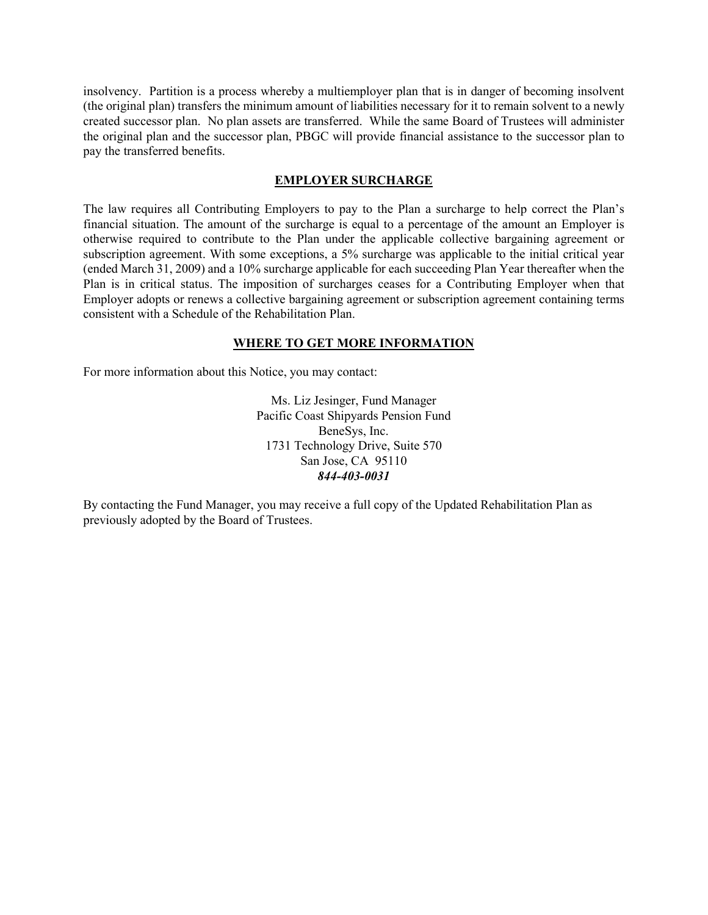insolvency. Partition is a process whereby a multiemployer plan that is in danger of becoming insolvent (the original plan) transfers the minimum amount of liabilities necessary for it to remain solvent to a newly created successor plan. No plan assets are transferred. While the same Board of Trustees will administer the original plan and the successor plan, PBGC will provide financial assistance to the successor plan to pay the transferred benefits.

## EMPLOYER SURCHARGE

The law requires all Contributing Employers to pay to the Plan a surcharge to help correct the Plan's financial situation. The amount of the surcharge is equal to a percentage of the amount an Employer is otherwise required to contribute to the Plan under the applicable collective bargaining agreement or subscription agreement. With some exceptions, a 5% surcharge was applicable to the initial critical year (ended March 31, 2009) and a 10% surcharge applicable for each succeeding Plan Year thereafter when the Plan is in critical status. The imposition of surcharges ceases for a Contributing Employer when that Employer adopts or renews a collective bargaining agreement or subscription agreement containing terms consistent with a Schedule of the Rehabilitation Plan.

## WHERE TO GET MORE INFORMATION

For more information about this Notice, you may contact:

Ms. Liz Jesinger, Fund Manager
Pacific Coast Shipyards Pension Fund
BeneSys, Inc.
1731 Technology Drive, Suite 570
San Jose, CA 95110
***844-403-0031***

By contacting the Fund Manager, you may receive a full copy of the Updated Rehabilitation Plan as previously adopted by the Board of Trustees.